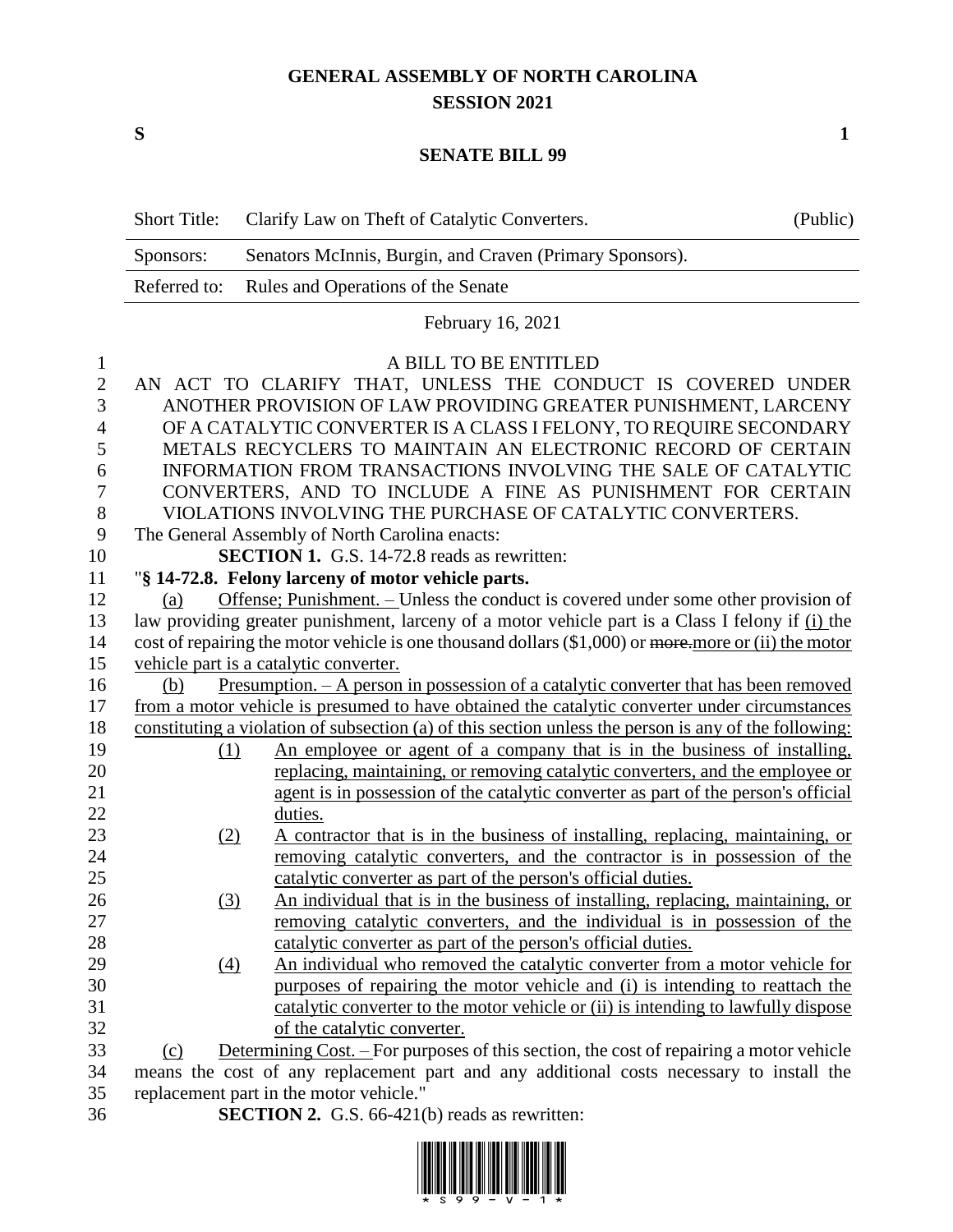# GENERAL ASSEMBLY OF NORTH CAROLINA
## SESSION 2021

**S** **1**

## SENATE BILL 99

| Short Title: | Clarify Law on Theft of Catalytic Converters. | (Public) |
|---|---|---|
| Sponsors: | Senators McInnis, Burgin, and Craven (Primary Sponsors). | |
| Referred to: | Rules and Operations of the Senate | |

February 16, 2021

A BILL TO BE ENTITLED

AN ACT TO CLARIFY THAT, UNLESS THE CONDUCT IS COVERED UNDER ANOTHER PROVISION OF LAW PROVIDING GREATER PUNISHMENT, LARCENY OF A CATALYTIC CONVERTER IS A CLASS I FELONY, TO REQUIRE SECONDARY METALS RECYCLERS TO MAINTAIN AN ELECTRONIC RECORD OF CERTAIN INFORMATION FROM TRANSACTIONS INVOLVING THE SALE OF CATALYTIC CONVERTERS, AND TO INCLUDE A FINE AS PUNISHMENT FOR CERTAIN VIOLATIONS INVOLVING THE PURCHASE OF CATALYTIC CONVERTERS.

The General Assembly of North Carolina enacts:

**SECTION 1.** G.S. 14-72.8 reads as rewritten:

"**§ 14-72.8. Felony larceny of motor vehicle parts.**

(a) Offense; Punishment. – Unless the conduct is covered under some other provision of law providing greater punishment, larceny of a motor vehicle part is a Class I felony if (i) the cost of repairing the motor vehicle is one thousand dollars ($1,000) or ~~more.~~more or (ii) the motor vehicle part is a catalytic converter.

(b) Presumption. – A person in possession of a catalytic converter that has been removed from a motor vehicle is presumed to have obtained the catalytic converter under circumstances constituting a violation of subsection (a) of this section unless the person is any of the following:

(1) An employee or agent of a company that is in the business of installing, replacing, maintaining, or removing catalytic converters, and the employee or agent is in possession of the catalytic converter as part of the person's official duties.

(2) A contractor that is in the business of installing, replacing, maintaining, or removing catalytic converters, and the contractor is in possession of the catalytic converter as part of the person's official duties.

(3) An individual that is in the business of installing, replacing, maintaining, or removing catalytic converters, and the individual is in possession of the catalytic converter as part of the person's official duties.

(4) An individual who removed the catalytic converter from a motor vehicle for purposes of repairing the motor vehicle and (i) is intending to reattach the catalytic converter to the motor vehicle or (ii) is intending to lawfully dispose of the catalytic converter.

(c) Determining Cost. – For purposes of this section, the cost of repairing a motor vehicle means the cost of any replacement part and any additional costs necessary to install the replacement part in the motor vehicle."

**SECTION 2.** G.S. 66-421(b) reads as rewritten: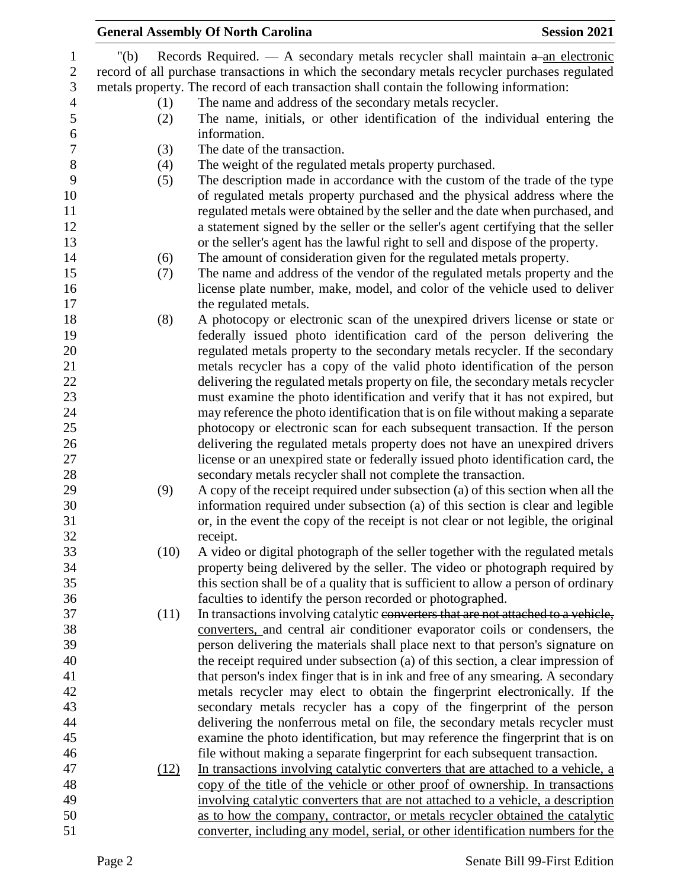"(b) Records Required. — A secondary metals recycler shall maintain ~~a~~ an electronic record of all purchase transactions in which the secondary metals recycler purchases regulated metals property. The record of each transaction shall contain the following information:

(1) The name and address of the secondary metals recycler.

(2) The name, initials, or other identification of the individual entering the information.

(3) The date of the transaction.

(4) The weight of the regulated metals property purchased.

(5) The description made in accordance with the custom of the trade of the type of regulated metals property purchased and the physical address where the regulated metals were obtained by the seller and the date when purchased, and a statement signed by the seller or the seller's agent certifying that the seller or the seller's agent has the lawful right to sell and dispose of the property.

(6) The amount of consideration given for the regulated metals property.

(7) The name and address of the vendor of the regulated metals property and the license plate number, make, model, and color of the vehicle used to deliver the regulated metals.

(8) A photocopy or electronic scan of the unexpired drivers license or state or federally issued photo identification card of the person delivering the regulated metals property to the secondary metals recycler. If the secondary metals recycler has a copy of the valid photo identification of the person delivering the regulated metals property on file, the secondary metals recycler must examine the photo identification and verify that it has not expired, but may reference the photo identification that is on file without making a separate photocopy or electronic scan for each subsequent transaction. If the person delivering the regulated metals property does not have an unexpired drivers license or an unexpired state or federally issued photo identification card, the secondary metals recycler shall not complete the transaction.

(9) A copy of the receipt required under subsection (a) of this section when all the information required under subsection (a) of this section is clear and legible or, in the event the copy of the receipt is not clear or not legible, the original receipt.

(10) A video or digital photograph of the seller together with the regulated metals property being delivered by the seller. The video or photograph required by this section shall be of a quality that is sufficient to allow a person of ordinary faculties to identify the person recorded or photographed.

(11) In transactions involving catalytic ~~converters that are not attached to a vehicle,~~ converters, and central air conditioner evaporator coils or condensers, the person delivering the materials shall place next to that person's signature on the receipt required under subsection (a) of this section, a clear impression of that person's index finger that is in ink and free of any smearing. A secondary metals recycler may elect to obtain the fingerprint electronically. If the secondary metals recycler has a copy of the fingerprint of the person delivering the nonferrous metal on file, the secondary metals recycler must examine the photo identification, but may reference the fingerprint that is on file without making a separate fingerprint for each subsequent transaction.

(12) In transactions involving catalytic converters that are attached to a vehicle, a copy of the title of the vehicle or other proof of ownership. In transactions involving catalytic converters that are not attached to a vehicle, a description as to how the company, contractor, or metals recycler obtained the catalytic converter, including any model, serial, or other identification numbers for the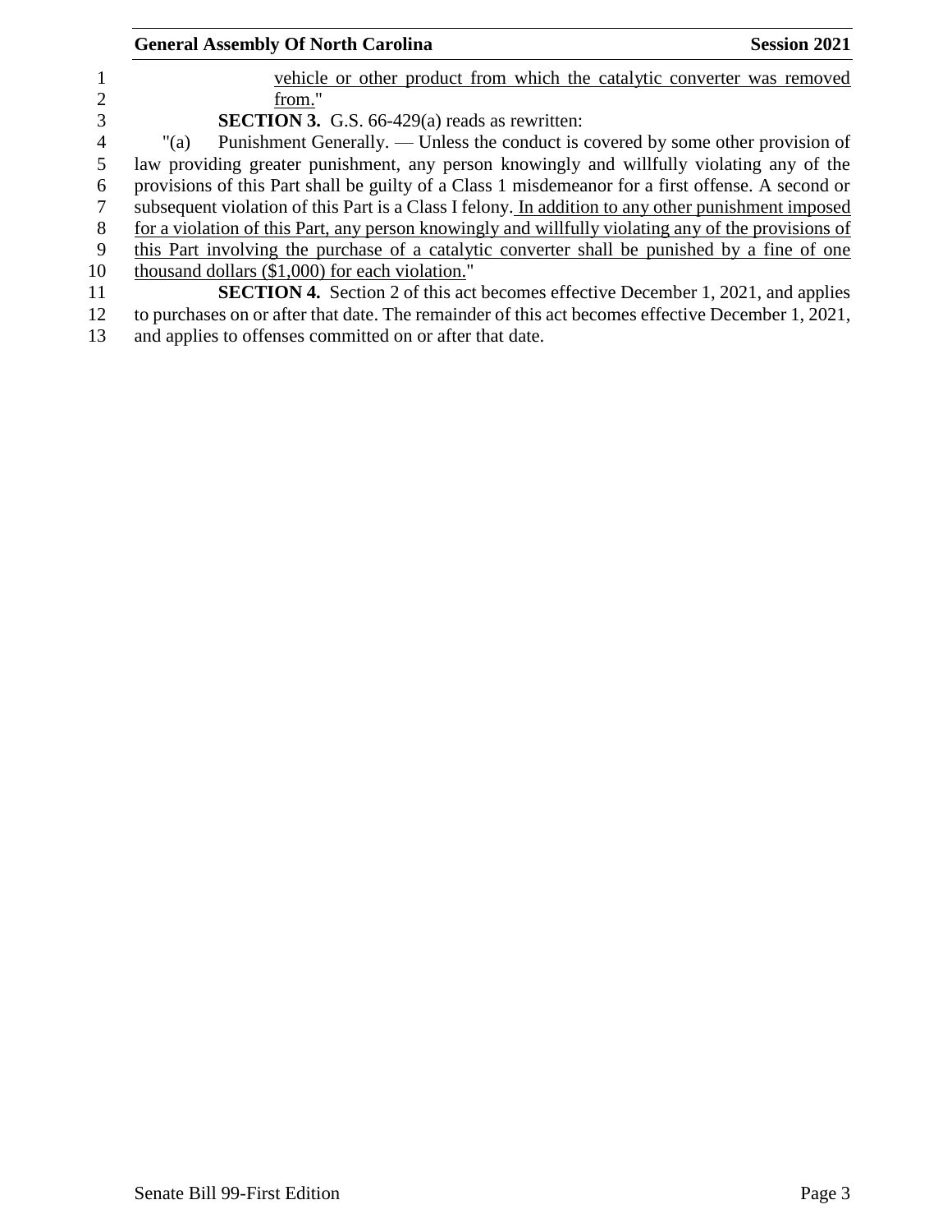vehicle or other product from which the catalytic converter was removed from."

**SECTION 3.** G.S. 66-429(a) reads as rewritten:

"(a) Punishment Generally. — Unless the conduct is covered by some other provision of law providing greater punishment, any person knowingly and willfully violating any of the provisions of this Part shall be guilty of a Class 1 misdemeanor for a first offense. A second or subsequent violation of this Part is a Class I felony. In addition to any other punishment imposed for a violation of this Part, any person knowingly and willfully violating any of the provisions of this Part involving the purchase of a catalytic converter shall be punished by a fine of one thousand dollars ($1,000) for each violation."

**SECTION 4.** Section 2 of this act becomes effective December 1, 2021, and applies to purchases on or after that date. The remainder of this act becomes effective December 1, 2021, and applies to offenses committed on or after that date.